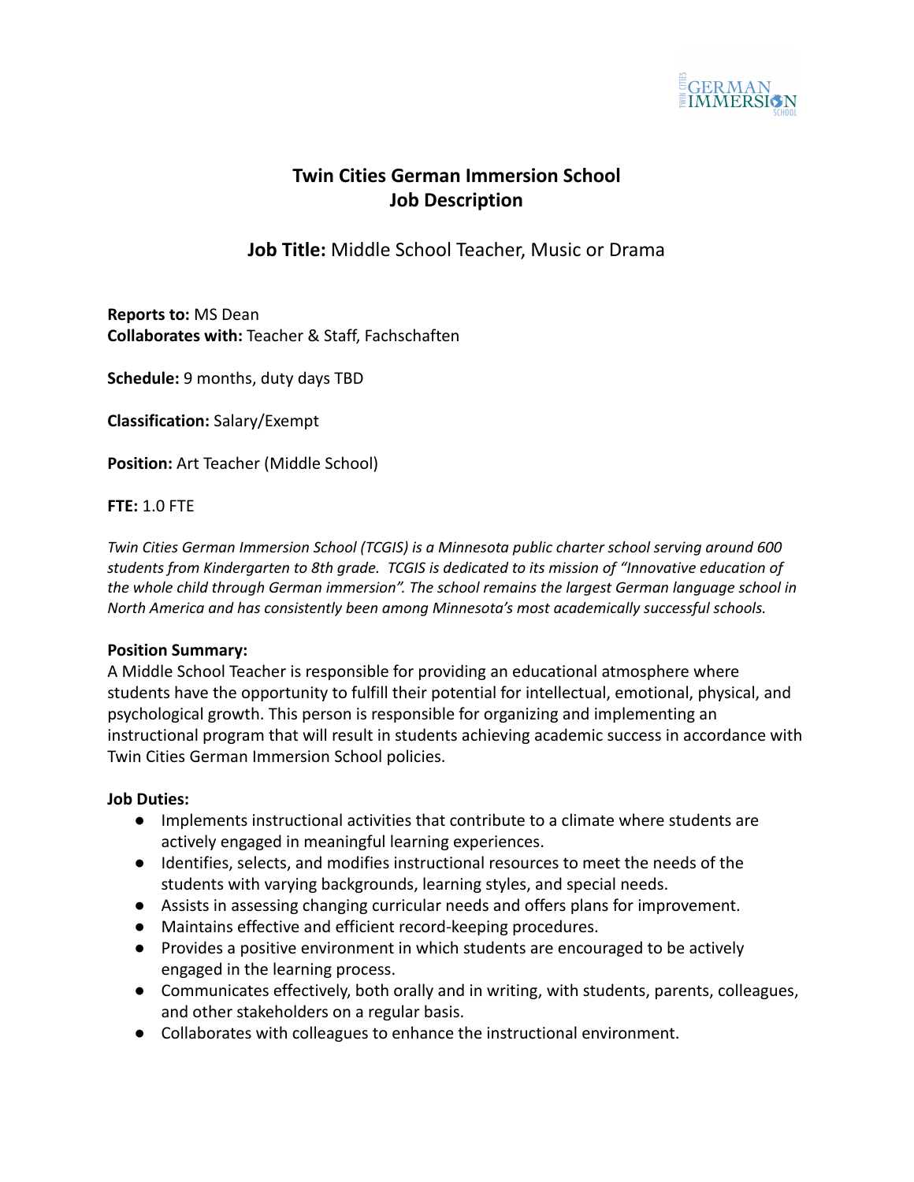# Twin Cities German Immersion School
# Job Description

## **Job Title:** Middle School Teacher, Music or Drama

**Reports to:** MS Dean
**Collaborates with:** Teacher & Staff, Fachschaften

**Schedule:** 9 months, duty days TBD

**Classification:** Salary/Exempt

**Position:** Art Teacher (Middle School)

**FTE:** 1.0 FTE

*Twin Cities German Immersion School (TCGIS) is a Minnesota public charter school serving around 600 students from Kindergarten to 8th grade. TCGIS is dedicated to its mission of "Innovative education of the whole child through German immersion". The school remains the largest German language school in North America and has consistently been among Minnesota's most academically successful schools.*

**Position Summary:**
A Middle School Teacher is responsible for providing an educational atmosphere where students have the opportunity to fulfill their potential for intellectual, emotional, physical, and psychological growth. This person is responsible for organizing and implementing an instructional program that will result in students achieving academic success in accordance with Twin Cities German Immersion School policies.

**Job Duties:**

- Implements instructional activities that contribute to a climate where students are actively engaged in meaningful learning experiences.
- Identifies, selects, and modifies instructional resources to meet the needs of the students with varying backgrounds, learning styles, and special needs.
- Assists in assessing changing curricular needs and offers plans for improvement.
- Maintains effective and efficient record-keeping procedures.
- Provides a positive environment in which students are encouraged to be actively engaged in the learning process.
- Communicates effectively, both orally and in writing, with students, parents, colleagues, and other stakeholders on a regular basis.
- Collaborates with colleagues to enhance the instructional environment.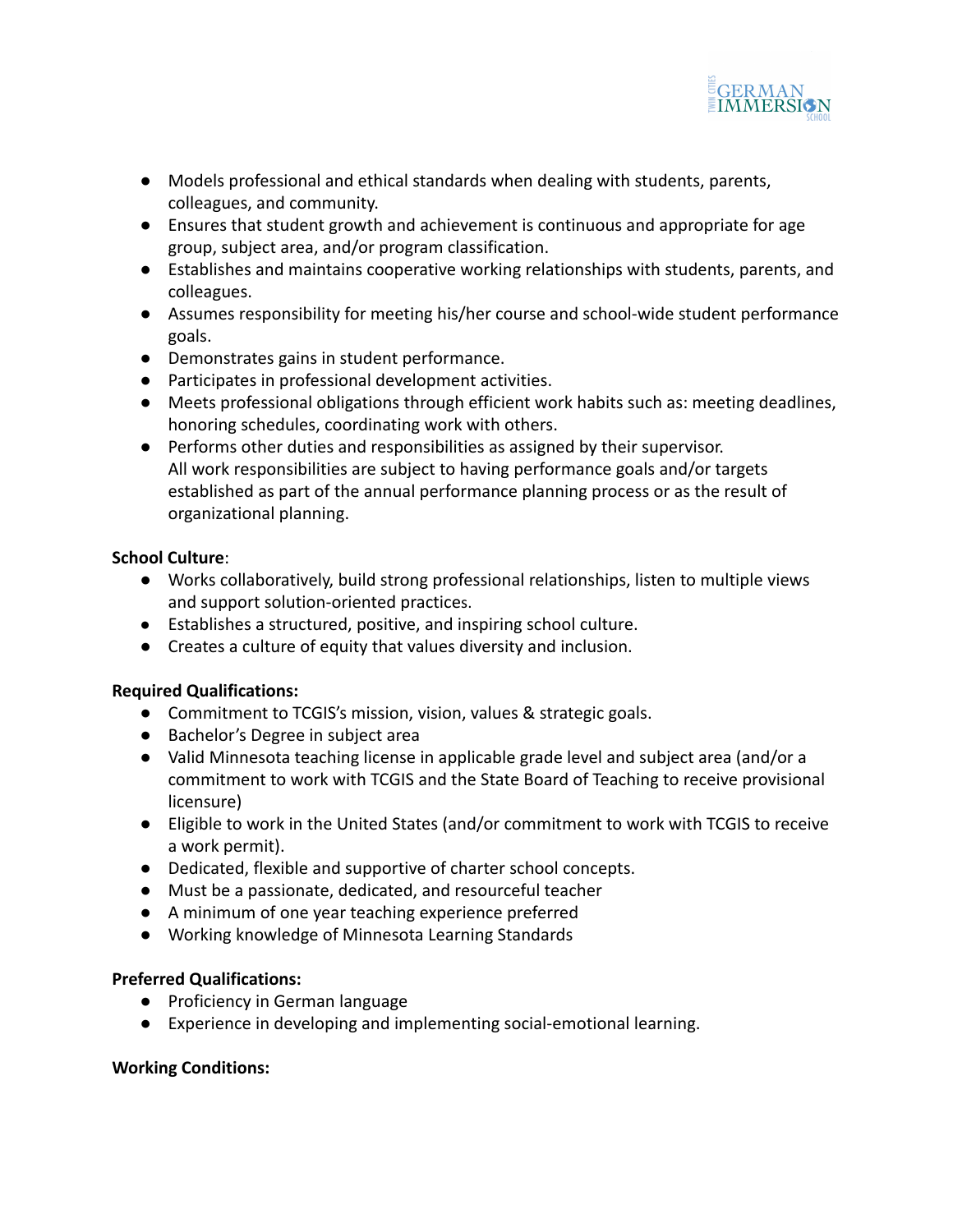- Models professional and ethical standards when dealing with students, parents, colleagues, and community.
- Ensures that student growth and achievement is continuous and appropriate for age group, subject area, and/or program classification.
- Establishes and maintains cooperative working relationships with students, parents, and colleagues.
- Assumes responsibility for meeting his/her course and school-wide student performance goals.
- Demonstrates gains in student performance.
- Participates in professional development activities.
- Meets professional obligations through efficient work habits such as: meeting deadlines, honoring schedules, coordinating work with others.
- Performs other duties and responsibilities as assigned by their supervisor.
  All work responsibilities are subject to having performance goals and/or targets established as part of the annual performance planning process or as the result of organizational planning.

**School Culture**:

- Works collaboratively, build strong professional relationships, listen to multiple views and support solution-oriented practices.
- Establishes a structured, positive, and inspiring school culture.
- Creates a culture of equity that values diversity and inclusion.

**Required Qualifications:**

- Commitment to TCGIS's mission, vision, values & strategic goals.
- Bachelor's Degree in subject area
- Valid Minnesota teaching license in applicable grade level and subject area (and/or a commitment to work with TCGIS and the State Board of Teaching to receive provisional licensure)
- Eligible to work in the United States (and/or commitment to work with TCGIS to receive a work permit).
- Dedicated, flexible and supportive of charter school concepts.
- Must be a passionate, dedicated, and resourceful teacher
- A minimum of one year teaching experience preferred
- Working knowledge of Minnesota Learning Standards

**Preferred Qualifications:**

- Proficiency in German language
- Experience in developing and implementing social-emotional learning.

**Working Conditions:**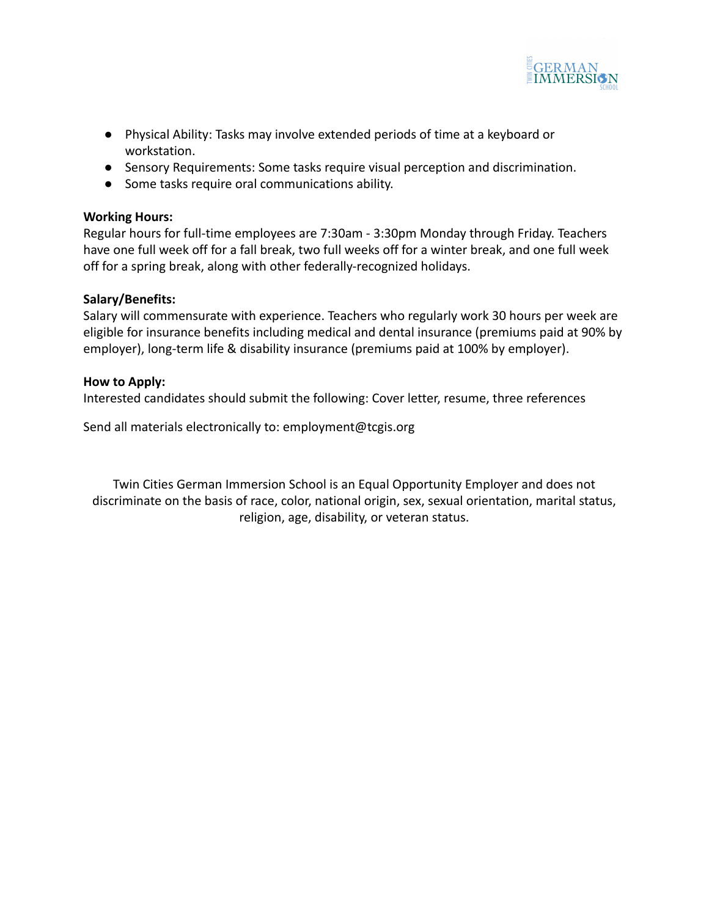- Physical Ability: Tasks may involve extended periods of time at a keyboard or workstation.
- Sensory Requirements: Some tasks require visual perception and discrimination.
- Some tasks require oral communications ability.

**Working Hours:**

Regular hours for full-time employees are 7:30am - 3:30pm Monday through Friday. Teachers have one full week off for a fall break, two full weeks off for a winter break, and one full week off for a spring break, along with other federally-recognized holidays.

**Salary/Benefits:**

Salary will commensurate with experience. Teachers who regularly work 30 hours per week are eligible for insurance benefits including medical and dental insurance (premiums paid at 90% by employer), long-term life & disability insurance (premiums paid at 100% by employer).

**How to Apply:**

Interested candidates should submit the following: Cover letter, resume, three references

Send all materials electronically to: employment@tcgis.org

Twin Cities German Immersion School is an Equal Opportunity Employer and does not discriminate on the basis of race, color, national origin, sex, sexual orientation, marital status, religion, age, disability, or veteran status.